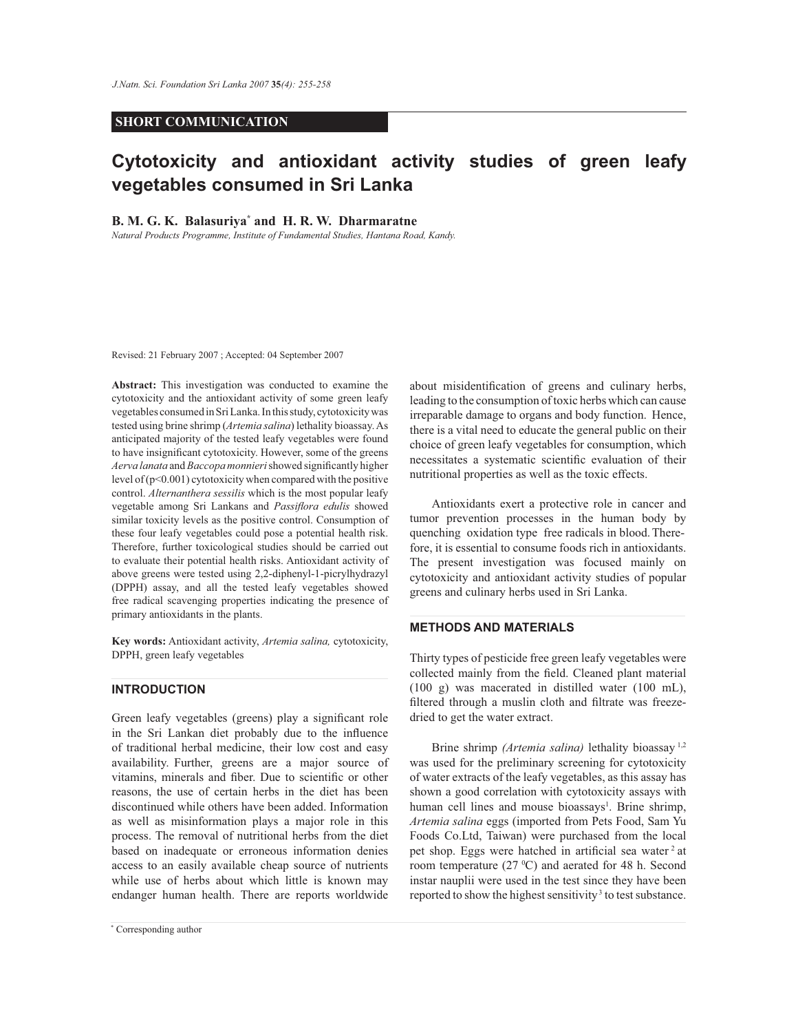**SHORT COMMUNICATION**

# Cytotoxicity and antioxidant activity studies of green leafy vegetables consumed in Sri Lanka

**B. M. G. K. Balasuriya*** **and H. R. W. Dharmaratne**

*Natural Products Programme, Institute of Fundamental Studies, Hantana Road, Kandy.*

Revised: 21 February 2007 ; Accepted: 04 September 2007

**Abstract:** This investigation was conducted to examine the cytotoxicity and the antioxidant activity of some green leafy vegetables consumed in Sri Lanka. In this study, cytotoxicity was tested using brine shrimp (*Artemia salina*) lethality bioassay. As anticipated majority of the tested leafy vegetables were found to have insignificant cytotoxicity. However, some of the greens *Aerva lanata* and *Baccopa monnieri* showed significantly higher level of ($p<0.001$) cytotoxicity when compared with the positive control. *Alternanthera sessilis* which is the most popular leafy vegetable among Sri Lankans and *Passiflora edulis* showed similar toxicity levels as the positive control. Consumption of these four leafy vegetables could pose a potential health risk. Therefore, further toxicological studies should be carried out to evaluate their potential health risks. Antioxidant activity of above greens were tested using 2,2-diphenyl-1-picrylhydrazyl (DPPH) assay, and all the tested leafy vegetables showed free radical scavenging properties indicating the presence of primary antioxidants in the plants.

**Key words:** Antioxidant activity, *Artemia salina,* cytotoxicity, DPPH, green leafy vegetables

## INTRODUCTION

Green leafy vegetables (greens) play a significant role in the Sri Lankan diet probably due to the influence of traditional herbal medicine, their low cost and easy availability. Further, greens are a major source of vitamins, minerals and fiber. Due to scientific or other reasons, the use of certain herbs in the diet has been discontinued while others have been added. Information as well as misinformation plays a major role in this process. The removal of nutritional herbs from the diet based on inadequate or erroneous information denies access to an easily available cheap source of nutrients while use of herbs about which little is known may endanger human health. There are reports worldwide about misidentification of greens and culinary herbs, leading to the consumption of toxic herbs which can cause irreparable damage to organs and body function. Hence, there is a vital need to educate the general public on their choice of green leafy vegetables for consumption, which necessitates a systematic scientific evaluation of their nutritional properties as well as the toxic effects.

Antioxidants exert a protective role in cancer and tumor prevention processes in the human body by quenching oxidation type free radicals in blood. Therefore, it is essential to consume foods rich in antioxidants. The present investigation was focused mainly on cytotoxicity and antioxidant activity studies of popular greens and culinary herbs used in Sri Lanka.

## METHODS AND MATERIALS

Thirty types of pesticide free green leafy vegetables were collected mainly from the field. Cleaned plant material (100 g) was macerated in distilled water (100 mL), filtered through a muslin cloth and filtrate was freeze-dried to get the water extract.

Brine shrimp *(Artemia salina)* lethality bioassay [1,2] was used for the preliminary screening for cytotoxicity of water extracts of the leafy vegetables, as this assay has shown a good correlation with cytotoxicity assays with human cell lines and mouse bioassays[1]. Brine shrimp, *Artemia salina* eggs (imported from Pets Food, Sam Yu Foods Co.Ltd, Taiwan) were purchased from the local pet shop. Eggs were hatched in artificial sea water [2] at room temperature (27 $^0$C) and aerated for 48 h. Second instar nauplii were used in the test since they have been reported to show the highest sensitivity [3] to test substance.

* Corresponding author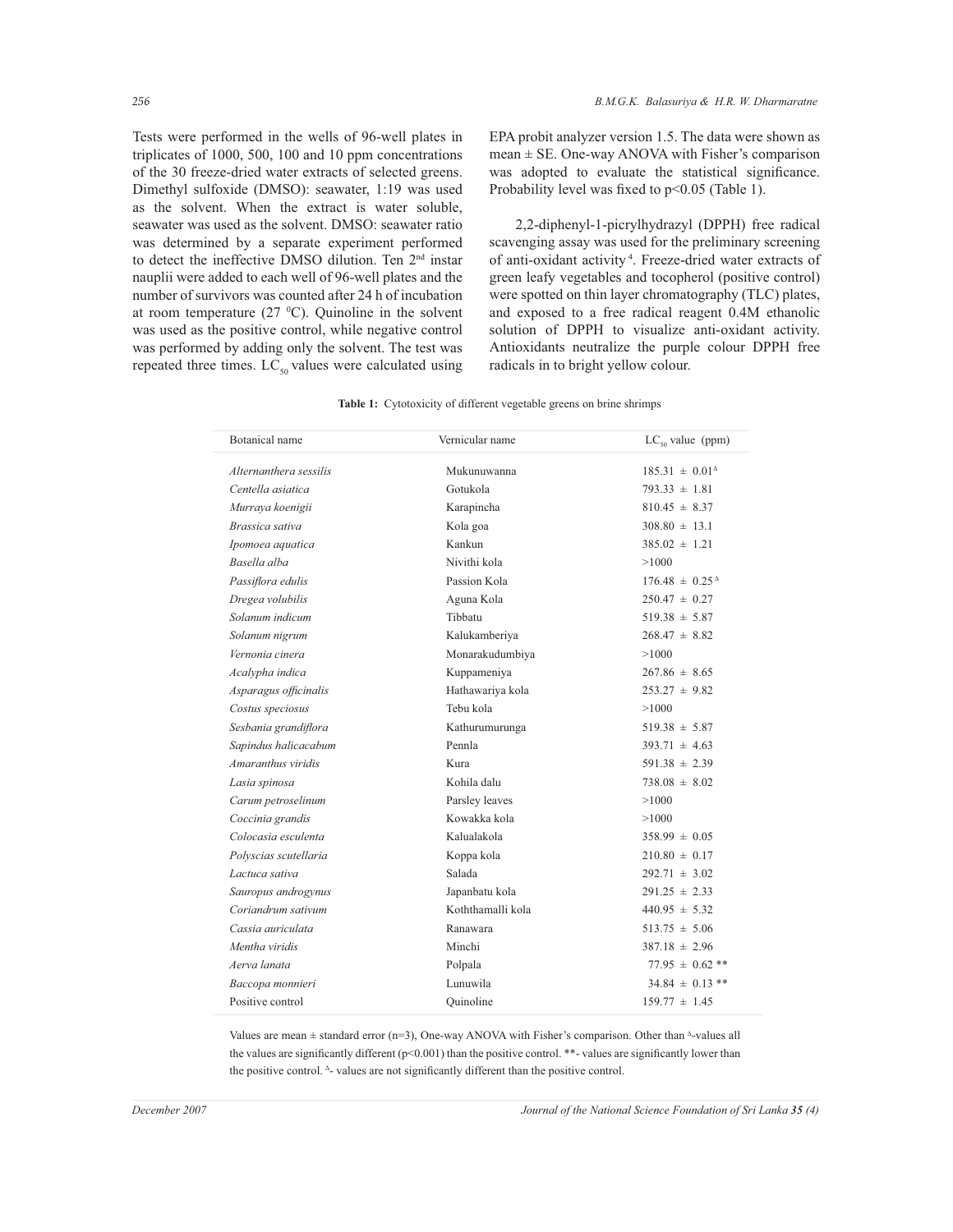Tests were performed in the wells of 96-well plates in triplicates of 1000, 500, 100 and 10 ppm concentrations of the 30 freeze-dried water extracts of selected greens. Dimethyl sulfoxide (DMSO): seawater, 1:19 was used as the solvent. When the extract is water soluble, seawater was used as the solvent. DMSO: seawater ratio was determined by a separate experiment performed to detect the ineffective DMSO dilution. Ten 2nd instar nauplii were added to each well of 96-well plates and the number of survivors was counted after 24 h of incubation at room temperature (27 $^0$C). Quinoline in the solvent was used as the positive control, while negative control was performed by adding only the solvent. The test was repeated three times. $LC_{50}$ values were calculated using EPA probit analyzer version 1.5. The data were shown as mean ± SE. One-way ANOVA with Fisher's comparison was adopted to evaluate the statistical significance. Probability level was fixed to $p<0.05$ (Table 1).

2,2-diphenyl-1-picrylhydrazyl (DPPH) free radical scavenging assay was used for the preliminary screening of anti-oxidant activity [4]. Freeze-dried water extracts of green leafy vegetables and tocopherol (positive control) were spotted on thin layer chromatography (TLC) plates, and exposed to a free radical reagent 0.4M ethanolic solution of DPPH to visualize anti-oxidant activity. Antioxidants neutralize the purple colour DPPH free radicals in to bright yellow colour.

**Table 1:** Cytotoxicity of different vegetable greens on brine shrimps

| Botanical name | Vernicular name | $LC_{50}$ value (ppm) |
|---|---|---|
| *Alternanthera sessilis* | Mukunuwanna | 185.31 ± 0.01$^{\Delta}$ |
| *Centella asiatica* | Gotukola | 793.33 ± 1.81 |
| *Murraya koenigii* | Karapincha | 810.45 ± 8.37 |
| *Brassica sativa* | Kola goa | 308.80 ± 13.1 |
| *Ipomoea aquatica* | Kankun | 385.02 ± 1.21 |
| *Basella alba* | Nivithi kola | >1000 |
| *Passiflora edulis* | Passion Kola | 176.48 ± 0.25$^{\Delta}$ |
| *Dregea volubilis* | Aguna Kola | 250.47 ± 0.27 |
| *Solanum indicum* | Tibbatu | 519.38 ± 5.87 |
| *Solanum nigrum* | Kalukamberiya | 268.47 ± 8.82 |
| *Vernonia cinera* | Monarakudumbiya | >1000 |
| *Acalypha indica* | Kuppameniya | 267.86 ± 8.65 |
| *Asparagus officinalis* | Hathawariya kola | 253.27 ± 9.82 |
| *Costus speciosus* | Tebu kola | >1000 |
| *Sesbania grandiflora* | Kathurumurunga | 519.38 ± 5.87 |
| *Sapindus halicacabum* | Pennla | 393.71 ± 4.63 |
| *Amaranthus viridis* | Kura | 591.38 ± 2.39 |
| *Lasia spinosa* | Kohila dalu | 738.08 ± 8.02 |
| *Carum petroselinum* | Parsley leaves | >1000 |
| *Coccinia grandis* | Kowakka kola | >1000 |
| *Colocasia esculenta* | Kalualakola | 358.99 ± 0.05 |
| *Polyscias scutellaria* | Koppa kola | 210.80 ± 0.17 |
| *Lactuca sativa* | Salada | 292.71 ± 3.02 |
| *Sauropus androgynus* | Japanbatu kola | 291.25 ± 2.33 |
| *Coriandrum sativum* | Koththamalli kola | 440.95 ± 5.32 |
| *Cassia auriculata* | Ranawara | 513.75 ± 5.06 |
| *Mentha viridis* | Minchi | 387.18 ± 2.96 |
| *Aerva lanata* | Polpala | 77.95 ± 0.62 ** |
| *Baccopa monnieri* | Lunuwila | 34.84 ± 0.13 ** |
| Positive control | Quinoline | 159.77 ± 1.45 |

Values are mean ± standard error (n=3), One-way ANOVA with Fisher's comparison. Other than $^{\Delta}$-values all the values are significantly different ($p<0.001$) than the positive control. **- values are significantly lower than the positive control. $^{\Delta}$- values are not significantly different than the positive control.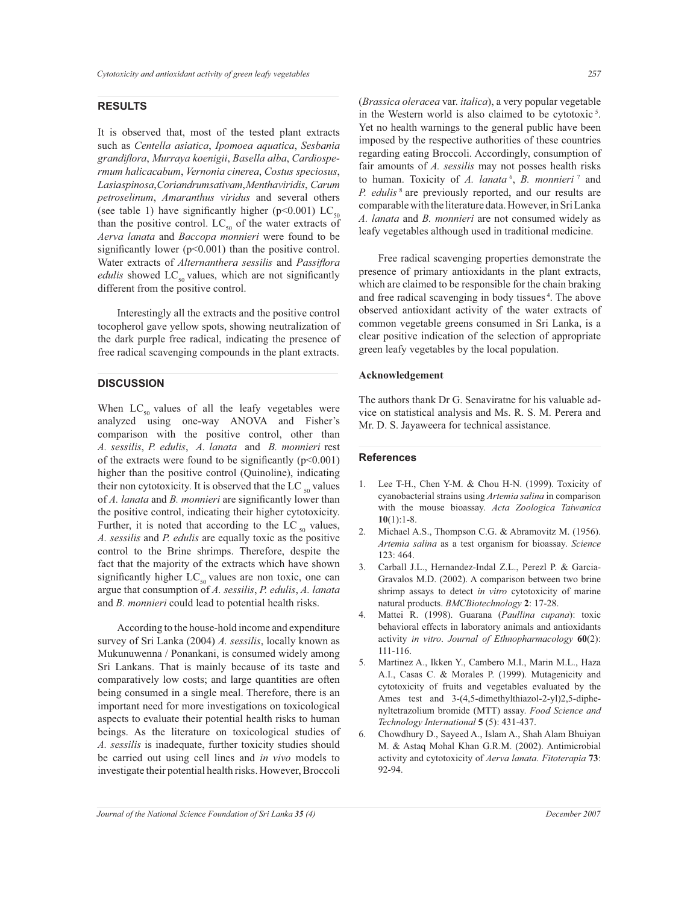## RESULTS

It is observed that, most of the tested plant extracts such as *Centella asiatica*, *Ipomoea aquatica*, *Sesbania grandiflora*, *Murraya koenigii*, *Basella alba*, *Cardiospermum halicacabum*, *Vernonia cinerea*, *Costus speciosus*, *Lasiaspinosa*,*Coriandrumsativam*,*Menthaviridis*, *Carum petroselinum*, *Amaranthus viridus* and several others (see table 1) have significantly higher ($p<0.001$) $LC_{50}$ than the positive control. $LC_{50}$ of the water extracts of *Aerva lanata* and *Baccopa monnieri* were found to be significantly lower ($p<0.001$) than the positive control. Water extracts of *Alternanthera sessilis* and *Passiflora edulis* showed $LC_{50}$ values, which are not significantly different from the positive control.

Interestingly all the extracts and the positive control tocopherol gave yellow spots, showing neutralization of the dark purple free radical, indicating the presence of free radical scavenging compounds in the plant extracts.

## DISCUSSION

When $LC_{50}$ values of all the leafy vegetables were analyzed using one-way ANOVA and Fisher's comparison with the positive control, other than *A. sessilis*, *P. edulis*, *A. lanata* and *B. monnieri* rest of the extracts were found to be significantly ($p<0.001$) higher than the positive control (Quinoline), indicating their non cytotoxicity. It is observed that the $LC_{50}$ values of *A. lanata* and *B. monnieri* are significantly lower than the positive control, indicating their higher cytotoxicity. Further, it is noted that according to the $LC_{50}$ values, *A. sessilis* and *P. edulis* are equally toxic as the positive control to the Brine shrimps. Therefore, despite the fact that the majority of the extracts which have shown significantly higher $LC_{50}$ values are non toxic, one can argue that consumption of *A. sessilis*, *P. edulis*, *A. lanata* and *B. monnieri* could lead to potential health risks.

According to the house-hold income and expenditure survey of Sri Lanka (2004) *A. sessilis*, locally known as Mukunuwenna / Ponankani, is consumed widely among Sri Lankans. That is mainly because of its taste and comparatively low costs; and large quantities are often being consumed in a single meal. Therefore, there is an important need for more investigations on toxicological aspects to evaluate their potential health risks to human beings. As the literature on toxicological studies of *A. sessilis* is inadequate, further toxicity studies should be carried out using cell lines and *in vivo* models to investigate their potential health risks. However, Broccoli (*Brassica oleracea* var. *italica*), a very popular vegetable in the Western world is also claimed to be cytotoxic [5]. Yet no health warnings to the general public have been imposed by the respective authorities of these countries regarding eating Broccoli. Accordingly, consumption of fair amounts of *A. sessilis* may not posses health risks to human. Toxicity of *A. lanata* [6], *B. monnieri* [7] and *P. edulis* [8] are previously reported, and our results are comparable with the literature data. However, in Sri Lanka *A. lanata* and *B. monnieri* are not consumed widely as leafy vegetables although used in traditional medicine.

Free radical scavenging properties demonstrate the presence of primary antioxidants in the plant extracts, which are claimed to be responsible for the chain braking and free radical scavenging in body tissues [4]. The above observed antioxidant activity of the water extracts of common vegetable greens consumed in Sri Lanka, is a clear positive indication of the selection of appropriate green leafy vegetables by the local population.

### Acknowledgement

The authors thank Dr G. Senaviratne for his valuable advice on statistical analysis and Ms. R. S. M. Perera and Mr. D. S. Jayaweera for technical assistance.

## References

1. Lee T-H., Chen Y-M. & Chou H-N. (1999). Toxicity of cyanobacterial strains using *Artemia salina* in comparison with the mouse bioassay. *Acta Zoologica Taiwanica* **10**(1):1-8.
2. Michael A.S., Thompson C.G. & Abramovitz M. (1956). *Artemia salina* as a test organism for bioassay. *Science* 123: 464.
3. Carball J.L., Hernandez-Indal Z.L., Perezl P. & Garcia-Gravalos M.D. (2002). A comparison between two brine shrimp assays to detect *in vitro* cytotoxicity of marine natural products. *BMCBiotechnology* **2**: 17-28.
4. Mattei R. (1998). Guarana (*Paullina cupana*): toxic behavioral effects in laboratory animals and antioxidants activity *in vitro*. *Journal of Ethnopharmacology* **60**(2): 111-116.
5. Martinez A., Ikken Y., Cambero M.I., Marin M.L., Haza A.I., Casas C. & Morales P. (1999). Mutagenicity and cytotoxicity of fruits and vegetables evaluated by the Ames test and 3-(4,5-dimethylthiazol-2-yl)2,5-diphenyltetrazolium bromide (MTT) assay. *Food Science and Technology International* **5** (5): 431-437.
6. Chowdhury D., Sayeed A., Islam A., Shah Alam Bhuiyan M. & Astaq Mohal Khan G.R.M. (2002). Antimicrobial activity and cytotoxicity of *Aerva lanata*. *Fitoterapia* **73**: 92-94.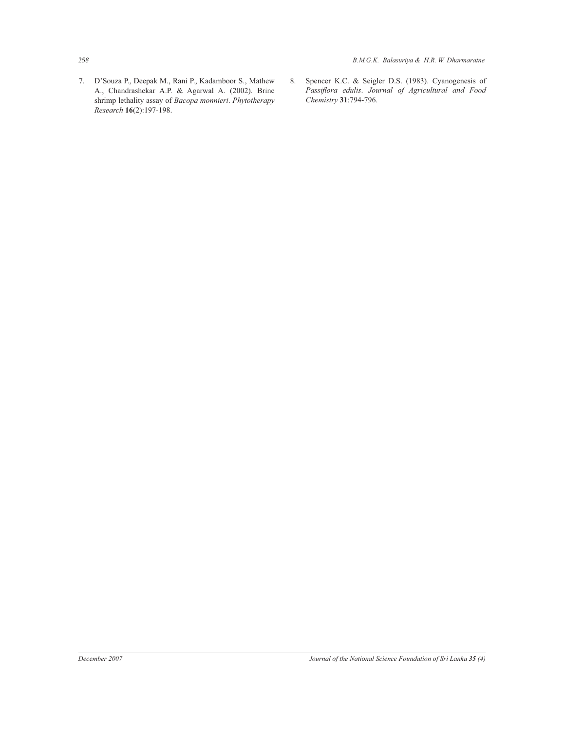7. D'Souza P., Deepak M., Rani P., Kadamboor S., Mathew A., Chandrashekar A.P. & Agarwal A. (2002). Brine shrimp lethality assay of *Bacopa monnieri*. *Phytotherapy Research* **16**(2):197-198.

8. Spencer K.C. & Seigler D.S. (1983). Cyanogenesis of *Passiflora edulis*. *Journal of Agricultural and Food Chemistry* **31**:794-796.